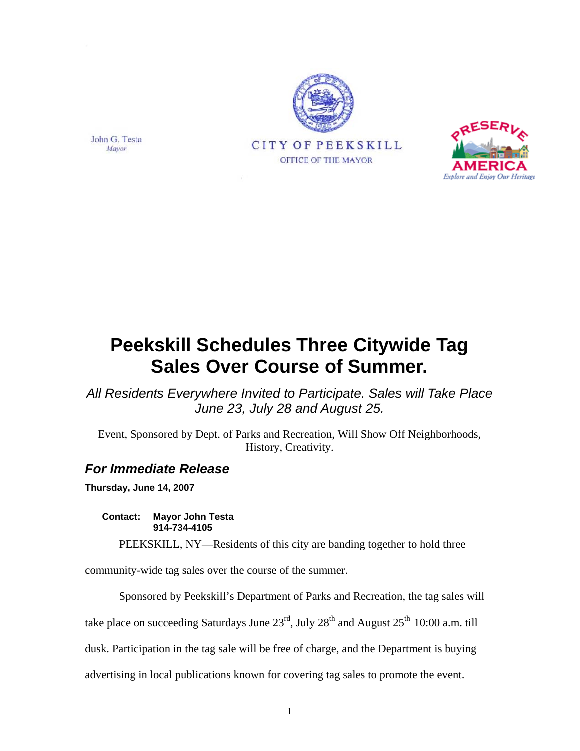John G. Testa
*Mayor*

CITY OF PEEKSKILL
OFFICE OF THE MAYOR

PRESERVE AMERICA
*Explore and Enjoy Our Heritage*

# Peekskill Schedules Three Citywide Tag Sales Over Course of Summer.

*All Residents Everywhere Invited to Participate. Sales will Take Place June 23, July 28 and August 25.*

Event, Sponsored by Dept. of Parks and Recreation, Will Show Off Neighborhoods, History, Creativity.

## *For Immediate Release*

**Thursday, June 14, 2007**

**Contact: Mayor John Testa**
**914-734-4105**

PEEKSKILL, NY—Residents of this city are banding together to hold three community-wide tag sales over the course of the summer.

Sponsored by Peekskill's Department of Parks and Recreation, the tag sales will take place on succeeding Saturdays June 23rd, July 28th and August 25th 10:00 a.m. till dusk. Participation in the tag sale will be free of charge, and the Department is buying advertising in local publications known for covering tag sales to promote the event.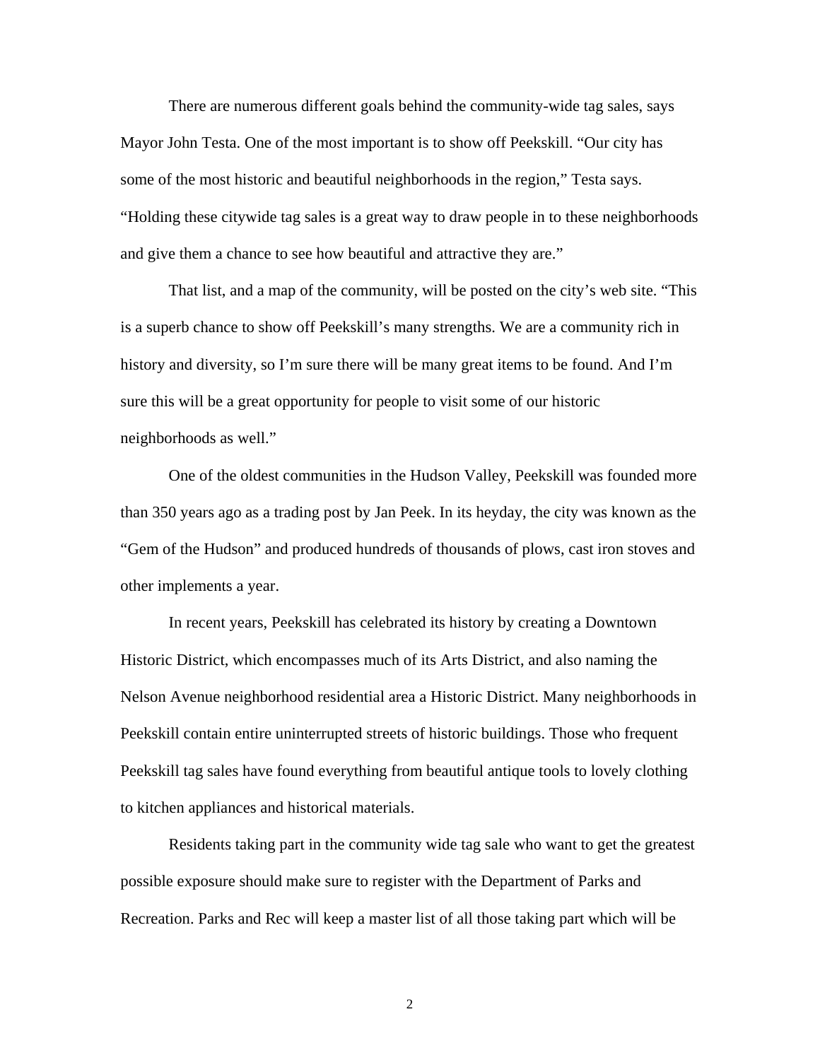There are numerous different goals behind the community-wide tag sales, says Mayor John Testa. One of the most important is to show off Peekskill. "Our city has some of the most historic and beautiful neighborhoods in the region," Testa says. "Holding these citywide tag sales is a great way to draw people in to these neighborhoods and give them a chance to see how beautiful and attractive they are."

That list, and a map of the community, will be posted on the city's web site. "This is a superb chance to show off Peekskill's many strengths. We are a community rich in history and diversity, so I'm sure there will be many great items to be found. And I'm sure this will be a great opportunity for people to visit some of our historic neighborhoods as well."

One of the oldest communities in the Hudson Valley, Peekskill was founded more than 350 years ago as a trading post by Jan Peek. In its heyday, the city was known as the "Gem of the Hudson" and produced hundreds of thousands of plows, cast iron stoves and other implements a year.

In recent years, Peekskill has celebrated its history by creating a Downtown Historic District, which encompasses much of its Arts District, and also naming the Nelson Avenue neighborhood residential area a Historic District. Many neighborhoods in Peekskill contain entire uninterrupted streets of historic buildings. Those who frequent Peekskill tag sales have found everything from beautiful antique tools to lovely clothing to kitchen appliances and historical materials.

Residents taking part in the community wide tag sale who want to get the greatest possible exposure should make sure to register with the Department of Parks and Recreation. Parks and Rec will keep a master list of all those taking part which will be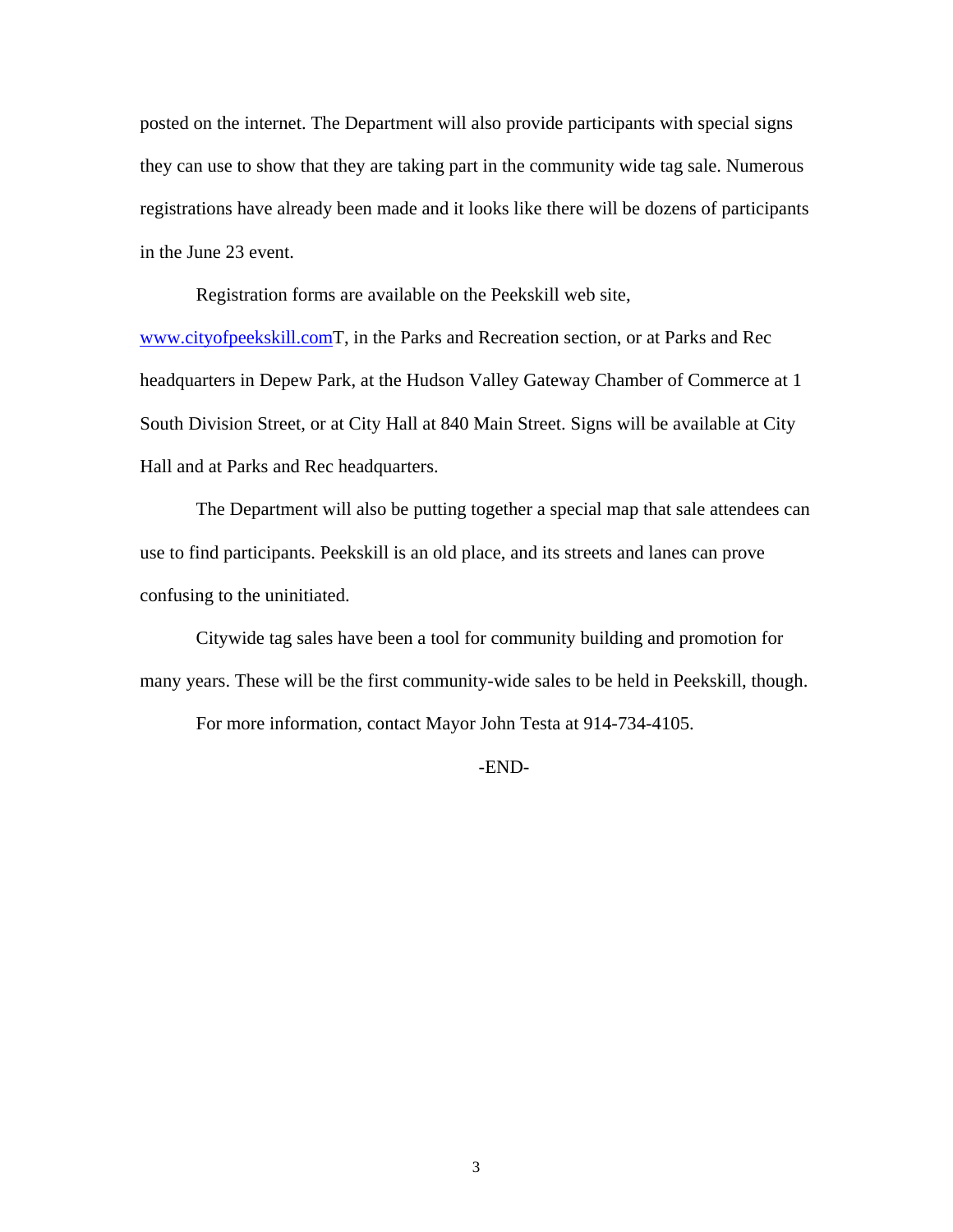posted on the internet. The Department will also provide participants with special signs they can use to show that they are taking part in the community wide tag sale. Numerous registrations have already been made and it looks like there will be dozens of participants in the June 23 event.

Registration forms are available on the Peekskill web site, www.cityofpeekskill.comT, in the Parks and Recreation section, or at Parks and Rec headquarters in Depew Park, at the Hudson Valley Gateway Chamber of Commerce at 1 South Division Street, or at City Hall at 840 Main Street. Signs will be available at City Hall and at Parks and Rec headquarters.

The Department will also be putting together a special map that sale attendees can use to find participants. Peekskill is an old place, and its streets and lanes can prove confusing to the uninitiated.

Citywide tag sales have been a tool for community building and promotion for many years. These will be the first community-wide sales to be held in Peekskill, though.

For more information, contact Mayor John Testa at 914-734-4105.

-END-